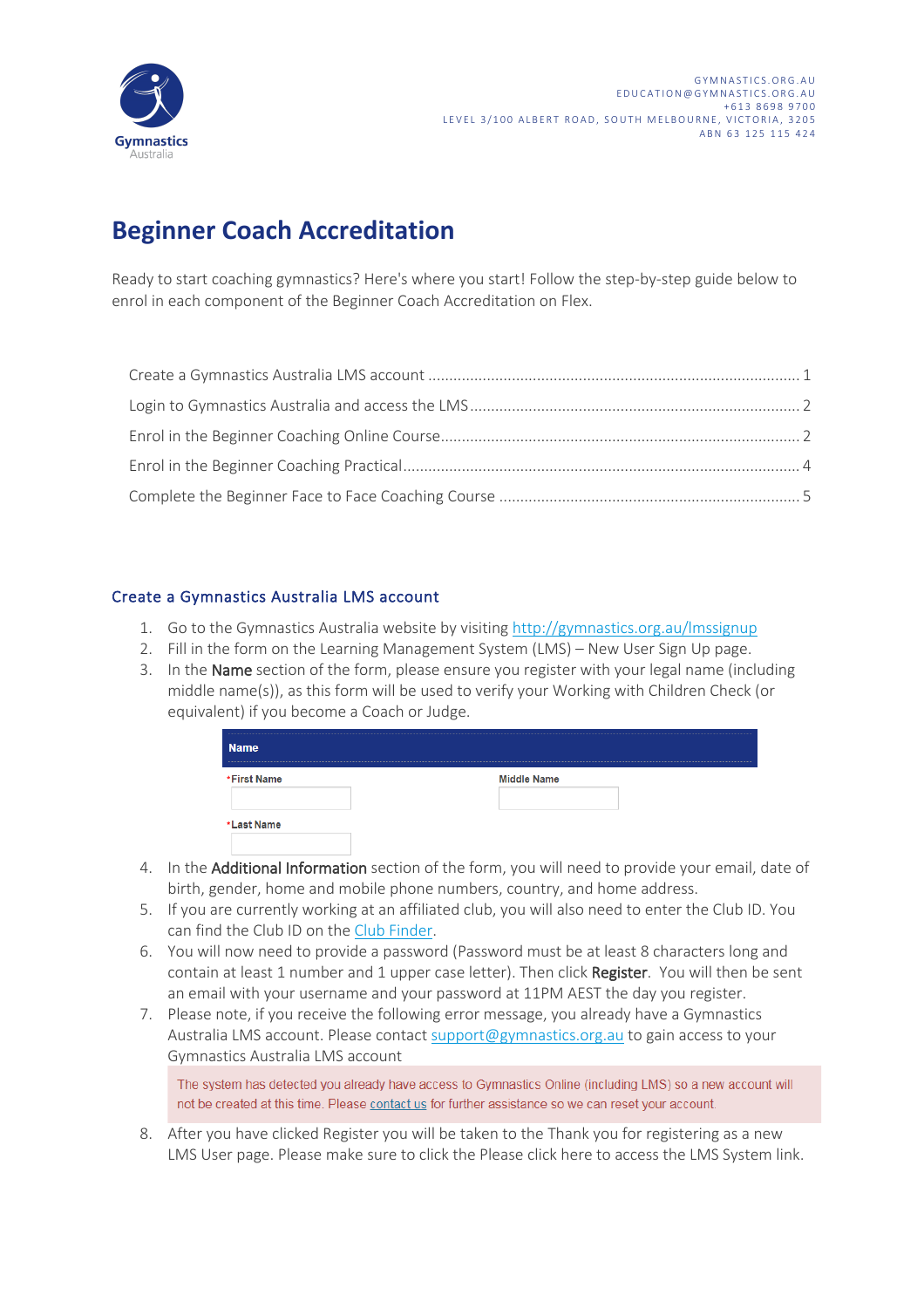GYMNASTICS.ORG.AU
EDUCATION@GYMNASTICS.ORG.AU
+613 8698 9700
LEVEL 3/100 ALBERT ROAD, SOUTH MELBOURNE, VICTORIA, 3205
ABN 63 125 115 424

# Beginner Coach Accreditation

Ready to start coaching gymnastics? Here's where you start! Follow the step-by-step guide below to enrol in each component of the Beginner Coach Accreditation on Flex.

- Create a Gymnastics Australia LMS account ........ 1
- Login to Gymnastics Australia and access the LMS ........ 2
- Enrol in the Beginner Coaching Online Course ........ 2
- Enrol in the Beginner Coaching Practical ........ 4
- Complete the Beginner Face to Face Coaching Course ........ 5

## Create a Gymnastics Australia LMS account

1. Go to the Gymnastics Australia website by visiting [http://gymnastics.org.au/lmssignup](http://gymnastics.org.au/lmssignup)
2. Fill in the form on the Learning Management System (LMS) – New User Sign Up page.
3. In the **Name** section of the form, please ensure you register with your legal name (including middle name(s)), as this form will be used to verify your Working with Children Check (or equivalent) if you become a Coach or Judge.

| Name | |
|---|---|
| *First Name | Middle Name |
| *Last Name | |

4. In the **Additional Information** section of the form, you will need to provide your email, date of birth, gender, home and mobile phone numbers, country, and home address.
5. If you are currently working at an affiliated club, you will also need to enter the Club ID. You can find the Club ID on the Club Finder.
6. You will now need to provide a password (Password must be at least 8 characters long and contain at least 1 number and 1 upper case letter). Then click **Register**. You will then be sent an email with your username and your password at 11PM AEST the day you register.
7. Please note, if you receive the following error message, you already have a Gymnastics Australia LMS account. Please contact support@gymnastics.org.au to gain access to your Gymnastics Australia LMS account

   > The system has detected you already have access to Gymnastics Online (including LMS) so a new account will not be created at this time. Please contact us for further assistance so we can reset your account.

8. After you have clicked Register you will be taken to the Thank you for registering as a new LMS User page. Please make sure to click the Please click here to access the LMS System link.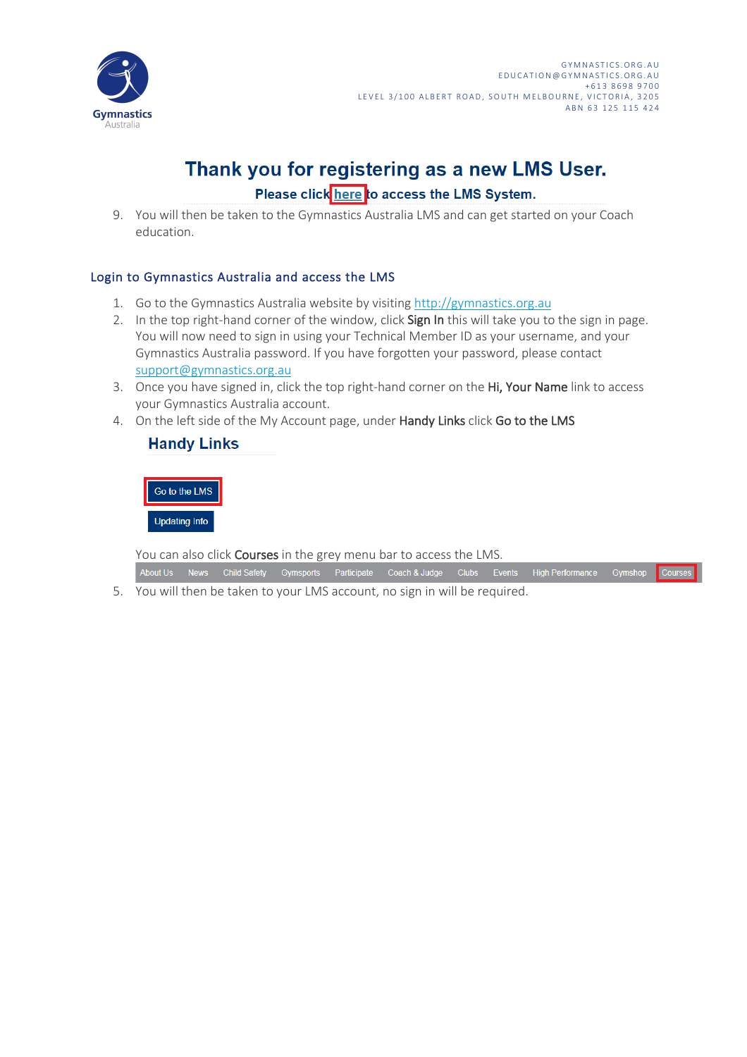GYMNASTICS.ORG.AU
EDUCATION@GYMNASTICS.ORG.AU
+613 8698 9700
LEVEL 3/100 ALBERT ROAD, SOUTH MELBOURNE, VICTORIA, 3205
ABN 63 125 115 424

# Thank you for registering as a new LMS User.

**Please click here to access the LMS System.**

9. You will then be taken to the Gymnastics Australia LMS and can get started on your Coach education.

## Login to Gymnastics Australia and access the LMS

1. Go to the Gymnastics Australia website by visiting http://gymnastics.org.au
2. In the top right-hand corner of the window, click **Sign In** this will take you to the sign in page. You will now need to sign in using your Technical Member ID as your username, and your Gymnastics Australia password. If you have forgotten your password, please contact support@gymnastics.org.au
3. Once you have signed in, click the top right-hand corner on the **Hi, Your Name** link to access your Gymnastics Australia account.
4. On the left side of the My Account page, under **Handy Links** click **Go to the LMS**

   **Handy Links**

   Go to the LMS

   Updating Info

   You can also click **Courses** in the grey menu bar to access the LMS.

   About Us | News | Child Safety | Gymsports | Participate | Coach & Judge | Clubs | Events | High Performance | Gymshop | Courses

5. You will then be taken to your LMS account, no sign in will be required.